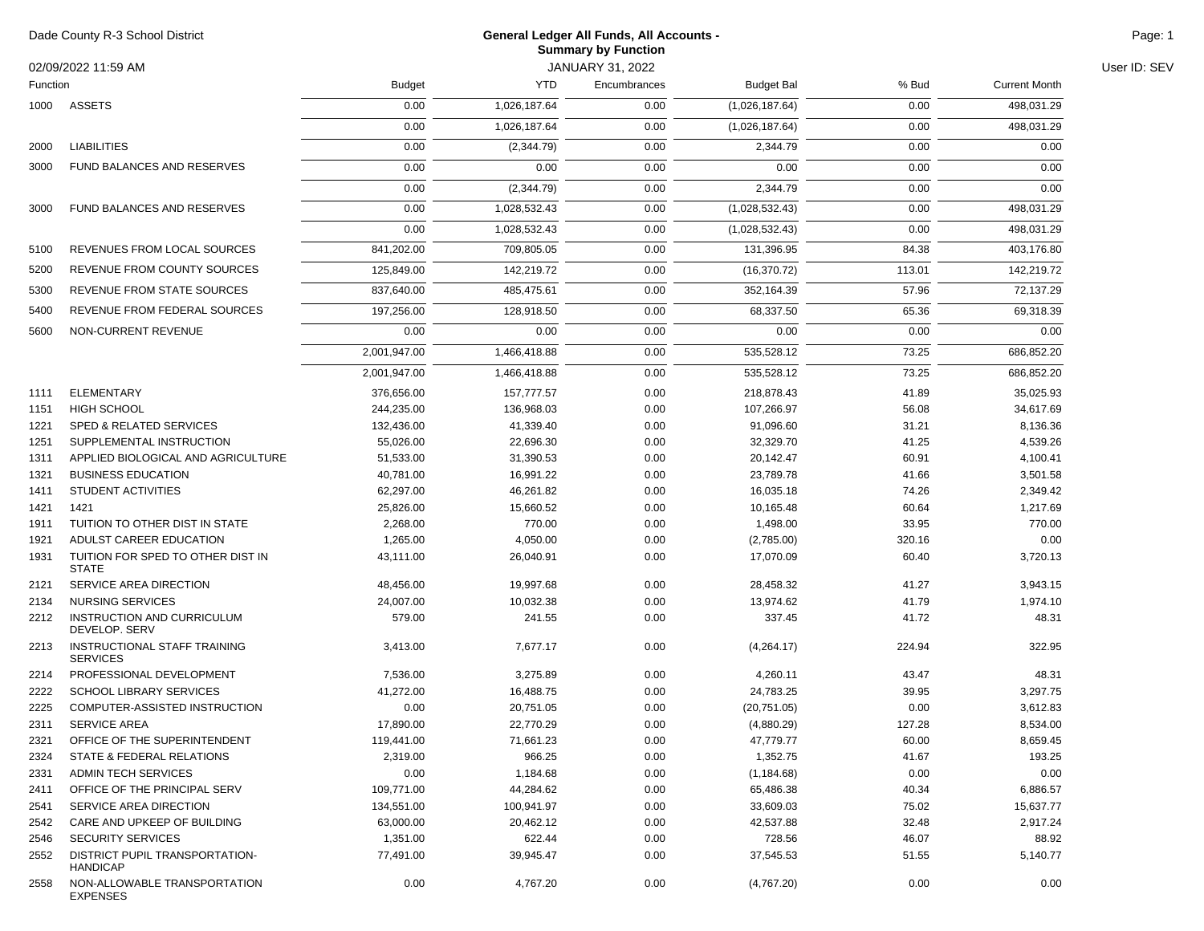Dade County R-3 School District

# General Ledger All Funds, All Accounts - Summary by Function

02/09/2022 11:59 AM

JANUARY 31, 2022

User ID: SEV

| Function | | Budget | YTD | Encumbrances | Budget Bal | % Bud | Current Month |
|---|---|---|---|---|---|---|---|
| 1000 | ASSETS | 0.00 | 1,026,187.64 | 0.00 | (1,026,187.64) | 0.00 | 498,031.29 |
| | | 0.00 | 1,026,187.64 | 0.00 | (1,026,187.64) | 0.00 | 498,031.29 |
| 2000 | LIABILITIES | 0.00 | (2,344.79) | 0.00 | 2,344.79 | 0.00 | 0.00 |
| 3000 | FUND BALANCES AND RESERVES | 0.00 | 0.00 | 0.00 | 0.00 | 0.00 | 0.00 |
| | | 0.00 | (2,344.79) | 0.00 | 2,344.79 | 0.00 | 0.00 |
| 3000 | FUND BALANCES AND RESERVES | 0.00 | 1,028,532.43 | 0.00 | (1,028,532.43) | 0.00 | 498,031.29 |
| | | 0.00 | 1,028,532.43 | 0.00 | (1,028,532.43) | 0.00 | 498,031.29 |
| 5100 | REVENUES FROM LOCAL SOURCES | 841,202.00 | 709,805.05 | 0.00 | 131,396.95 | 84.38 | 403,176.80 |
| 5200 | REVENUE FROM COUNTY SOURCES | 125,849.00 | 142,219.72 | 0.00 | (16,370.72) | 113.01 | 142,219.72 |
| 5300 | REVENUE FROM STATE SOURCES | 837,640.00 | 485,475.61 | 0.00 | 352,164.39 | 57.96 | 72,137.29 |
| 5400 | REVENUE FROM FEDERAL SOURCES | 197,256.00 | 128,918.50 | 0.00 | 68,337.50 | 65.36 | 69,318.39 |
| 5600 | NON-CURRENT REVENUE | 0.00 | 0.00 | 0.00 | 0.00 | 0.00 | 0.00 |
| | | 2,001,947.00 | 1,466,418.88 | 0.00 | 535,528.12 | 73.25 | 686,852.20 |
| | | 2,001,947.00 | 1,466,418.88 | 0.00 | 535,528.12 | 73.25 | 686,852.20 |
| 1111 | ELEMENTARY | 376,656.00 | 157,777.57 | 0.00 | 218,878.43 | 41.89 | 35,025.93 |
| 1151 | HIGH SCHOOL | 244,235.00 | 136,968.03 | 0.00 | 107,266.97 | 56.08 | 34,617.69 |
| 1221 | SPED & RELATED SERVICES | 132,436.00 | 41,339.40 | 0.00 | 91,096.60 | 31.21 | 8,136.36 |
| 1251 | SUPPLEMENTAL INSTRUCTION | 55,026.00 | 22,696.30 | 0.00 | 32,329.70 | 41.25 | 4,539.26 |
| 1311 | APPLIED BIOLOGICAL AND AGRICULTURE | 51,533.00 | 31,390.53 | 0.00 | 20,142.47 | 60.91 | 4,100.41 |
| 1321 | BUSINESS EDUCATION | 40,781.00 | 16,991.22 | 0.00 | 23,789.78 | 41.66 | 3,501.58 |
| 1411 | STUDENT ACTIVITIES | 62,297.00 | 46,261.82 | 0.00 | 16,035.18 | 74.26 | 2,349.42 |
| 1421 | 1421 | 25,826.00 | 15,660.52 | 0.00 | 10,165.48 | 60.64 | 1,217.69 |
| 1911 | TUITION TO OTHER DIST IN STATE | 2,268.00 | 770.00 | 0.00 | 1,498.00 | 33.95 | 770.00 |
| 1921 | ADULST CAREER EDUCATION | 1,265.00 | 4,050.00 | 0.00 | (2,785.00) | 320.16 | 0.00 |
| 1931 | TUITION FOR SPED TO OTHER DIST IN STATE | 43,111.00 | 26,040.91 | 0.00 | 17,070.09 | 60.40 | 3,720.13 |
| 2121 | SERVICE AREA DIRECTION | 48,456.00 | 19,997.68 | 0.00 | 28,458.32 | 41.27 | 3,943.15 |
| 2134 | NURSING SERVICES | 24,007.00 | 10,032.38 | 0.00 | 13,974.62 | 41.79 | 1,974.10 |
| 2212 | INSTRUCTION AND CURRICULUM DEVELOP. SERV | 579.00 | 241.55 | 0.00 | 337.45 | 41.72 | 48.31 |
| 2213 | INSTRUCTIONAL STAFF TRAINING SERVICES | 3,413.00 | 7,677.17 | 0.00 | (4,264.17) | 224.94 | 322.95 |
| 2214 | PROFESSIONAL DEVELOPMENT | 7,536.00 | 3,275.89 | 0.00 | 4,260.11 | 43.47 | 48.31 |
| 2222 | SCHOOL LIBRARY SERVICES | 41,272.00 | 16,488.75 | 0.00 | 24,783.25 | 39.95 | 3,297.75 |
| 2225 | COMPUTER-ASSISTED INSTRUCTION | 0.00 | 20,751.05 | 0.00 | (20,751.05) | 0.00 | 3,612.83 |
| 2311 | SERVICE AREA | 17,890.00 | 22,770.29 | 0.00 | (4,880.29) | 127.28 | 8,534.00 |
| 2321 | OFFICE OF THE SUPERINTENDENT | 119,441.00 | 71,661.23 | 0.00 | 47,779.77 | 60.00 | 8,659.45 |
| 2324 | STATE & FEDERAL RELATIONS | 2,319.00 | 966.25 | 0.00 | 1,352.75 | 41.67 | 193.25 |
| 2331 | ADMIN TECH SERVICES | 0.00 | 1,184.68 | 0.00 | (1,184.68) | 0.00 | 0.00 |
| 2411 | OFFICE OF THE PRINCIPAL SERV | 109,771.00 | 44,284.62 | 0.00 | 65,486.38 | 40.34 | 6,886.57 |
| 2541 | SERVICE AREA DIRECTION | 134,551.00 | 100,941.97 | 0.00 | 33,609.03 | 75.02 | 15,637.77 |
| 2542 | CARE AND UPKEEP OF BUILDING | 63,000.00 | 20,462.12 | 0.00 | 42,537.88 | 32.48 | 2,917.24 |
| 2546 | SECURITY SERVICES | 1,351.00 | 622.44 | 0.00 | 728.56 | 46.07 | 88.92 |
| 2552 | DISTRICT PUPIL TRANSPORTATION-HANDICAP | 77,491.00 | 39,945.47 | 0.00 | 37,545.53 | 51.55 | 5,140.77 |
| 2558 | NON-ALLOWABLE TRANSPORTATION EXPENSES | 0.00 | 4,767.20 | 0.00 | (4,767.20) | 0.00 | 0.00 |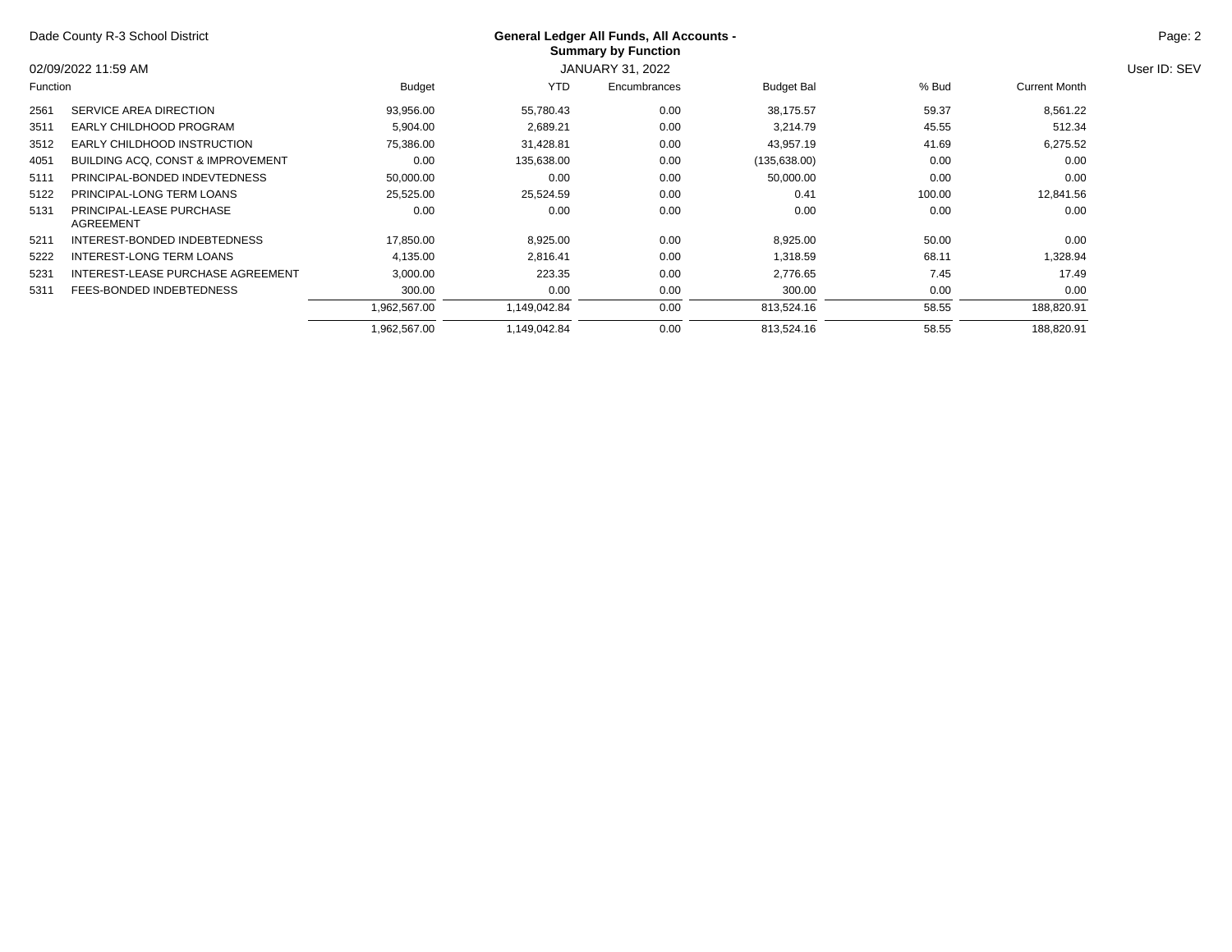| Function | | Budget | YTD | Encumbrances | Budget Bal | % Bud | Current Month |
|---|---|---|---|---|---|---|---|
| 2561 | SERVICE AREA DIRECTION | 93,956.00 | 55,780.43 | 0.00 | 38,175.57 | 59.37 | 8,561.22 |
| 3511 | EARLY CHILDHOOD PROGRAM | 5,904.00 | 2,689.21 | 0.00 | 3,214.79 | 45.55 | 512.34 |
| 3512 | EARLY CHILDHOOD INSTRUCTION | 75,386.00 | 31,428.81 | 0.00 | 43,957.19 | 41.69 | 6,275.52 |
| 4051 | BUILDING ACQ, CONST & IMPROVEMENT | 0.00 | 135,638.00 | 0.00 | (135,638.00) | 0.00 | 0.00 |
| 5111 | PRINCIPAL-BONDED INDEVTEDNESS | 50,000.00 | 0.00 | 0.00 | 50,000.00 | 0.00 | 0.00 |
| 5122 | PRINCIPAL-LONG TERM LOANS | 25,525.00 | 25,524.59 | 0.00 | 0.41 | 100.00 | 12,841.56 |
| 5131 | PRINCIPAL-LEASE PURCHASE AGREEMENT | 0.00 | 0.00 | 0.00 | 0.00 | 0.00 | 0.00 |
| 5211 | INTEREST-BONDED INDEBTEDNESS | 17,850.00 | 8,925.00 | 0.00 | 8,925.00 | 50.00 | 0.00 |
| 5222 | INTEREST-LONG TERM LOANS | 4,135.00 | 2,816.41 | 0.00 | 1,318.59 | 68.11 | 1,328.94 |
| 5231 | INTEREST-LEASE PURCHASE AGREEMENT | 3,000.00 | 223.35 | 0.00 | 2,776.65 | 7.45 | 17.49 |
| 5311 | FEES-BONDED INDEBTEDNESS | 300.00 | 0.00 | 0.00 | 300.00 | 0.00 | 0.00 |
| | | 1,962,567.00 | 1,149,042.84 | 0.00 | 813,524.16 | 58.55 | 188,820.91 |
| | | 1,962,567.00 | 1,149,042.84 | 0.00 | 813,524.16 | 58.55 | 188,820.91 |